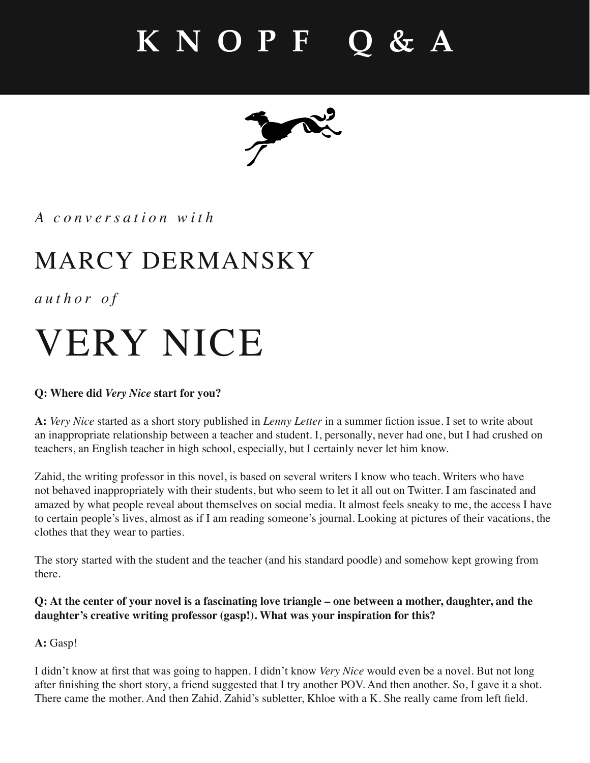# KNOPF Q&A

*A conversation with*

# MARCY DERMANSKY

*author of*

# VERY NICE

**Q: Where did *Very Nice* start for you?**

**A:** *Very Nice* started as a short story published in *Lenny Letter* in a summer fiction issue. I set to write about an inappropriate relationship between a teacher and student. I, personally, never had one, but I had crushed on teachers, an English teacher in high school, especially, but I certainly never let him know.

Zahid, the writing professor in this novel, is based on several writers I know who teach. Writers who have not behaved inappropriately with their students, but who seem to let it all out on Twitter. I am fascinated and amazed by what people reveal about themselves on social media. It almost feels sneaky to me, the access I have to certain people's lives, almost as if I am reading someone's journal. Looking at pictures of their vacations, the clothes that they wear to parties.

The story started with the student and the teacher (and his standard poodle) and somehow kept growing from there.

**Q: At the center of your novel is a fascinating love triangle – one between a mother, daughter, and the daughter's creative writing professor (gasp!). What was your inspiration for this?**

**A:** Gasp!

I didn't know at first that was going to happen. I didn't know *Very Nice* would even be a novel. But not long after finishing the short story, a friend suggested that I try another POV. And then another. So, I gave it a shot. There came the mother. And then Zahid. Zahid's subletter, Khloe with a K. She really came from left field.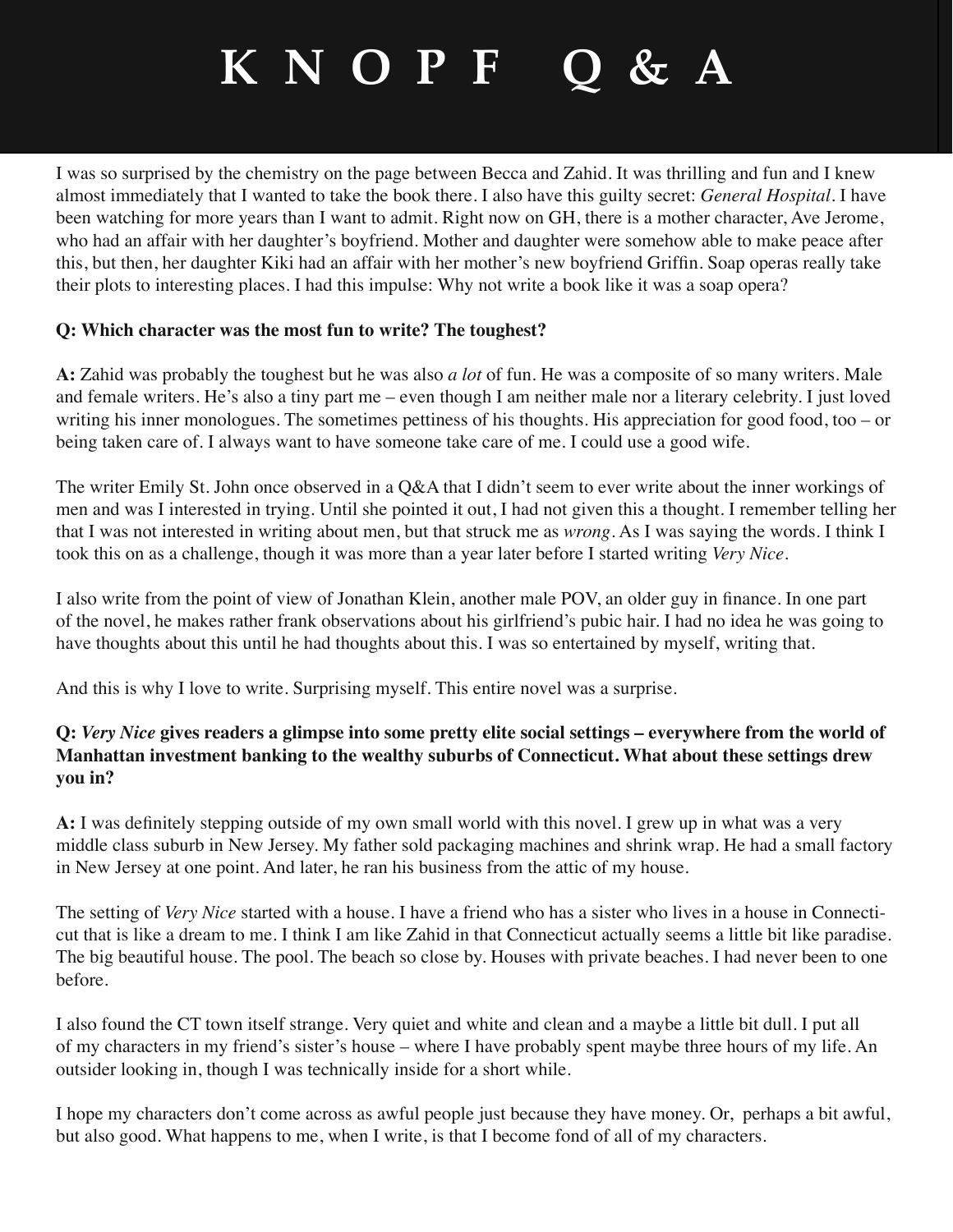I was so surprised by the chemistry on the page between Becca and Zahid. It was thrilling and fun and I knew almost immediately that I wanted to take the book there. I also have this guilty secret: *General Hospital*. I have been watching for more years than I want to admit. Right now on GH, there is a mother character, Ave Jerome, who had an affair with her daughter's boyfriend. Mother and daughter were somehow able to make peace after this, but then, her daughter Kiki had an affair with her mother's new boyfriend Griffin. Soap operas really take their plots to interesting places. I had this impulse: Why not write a book like it was a soap opera?

**Q: Which character was the most fun to write? The toughest?**

**A:** Zahid was probably the toughest but he was also *a lot* of fun. He was a composite of so many writers. Male and female writers. He's also a tiny part me – even though I am neither male nor a literary celebrity. I just loved writing his inner monologues. The sometimes pettiness of his thoughts. His appreciation for good food, too – or being taken care of. I always want to have someone take care of me. I could use a good wife.

The writer Emily St. John once observed in a Q&A that I didn't seem to ever write about the inner workings of men and was I interested in trying. Until she pointed it out, I had not given this a thought. I remember telling her that I was not interested in writing about men, but that struck me as *wrong*. As I was saying the words. I think I took this on as a challenge, though it was more than a year later before I started writing *Very Nice*.

I also write from the point of view of Jonathan Klein, another male POV, an older guy in finance. In one part of the novel, he makes rather frank observations about his girlfriend's pubic hair. I had no idea he was going to have thoughts about this until he had thoughts about this. I was so entertained by myself, writing that.

And this is why I love to write. Surprising myself. This entire novel was a surprise.

**Q: *Very Nice* gives readers a glimpse into some pretty elite social settings – everywhere from the world of Manhattan investment banking to the wealthy suburbs of Connecticut. What about these settings drew you in?**

**A:** I was definitely stepping outside of my own small world with this novel. I grew up in what was a very middle class suburb in New Jersey. My father sold packaging machines and shrink wrap. He had a small factory in New Jersey at one point. And later, he ran his business from the attic of my house.

The setting of *Very Nice* started with a house. I have a friend who has a sister who lives in a house in Connecticut that is like a dream to me. I think I am like Zahid in that Connecticut actually seems a little bit like paradise. The big beautiful house. The pool. The beach so close by. Houses with private beaches. I had never been to one before.

I also found the CT town itself strange. Very quiet and white and clean and a maybe a little bit dull. I put all of my characters in my friend's sister's house – where I have probably spent maybe three hours of my life. An outsider looking in, though I was technically inside for a short while.

I hope my characters don't come across as awful people just because they have money. Or, perhaps a bit awful, but also good. What happens to me, when I write, is that I become fond of all of my characters.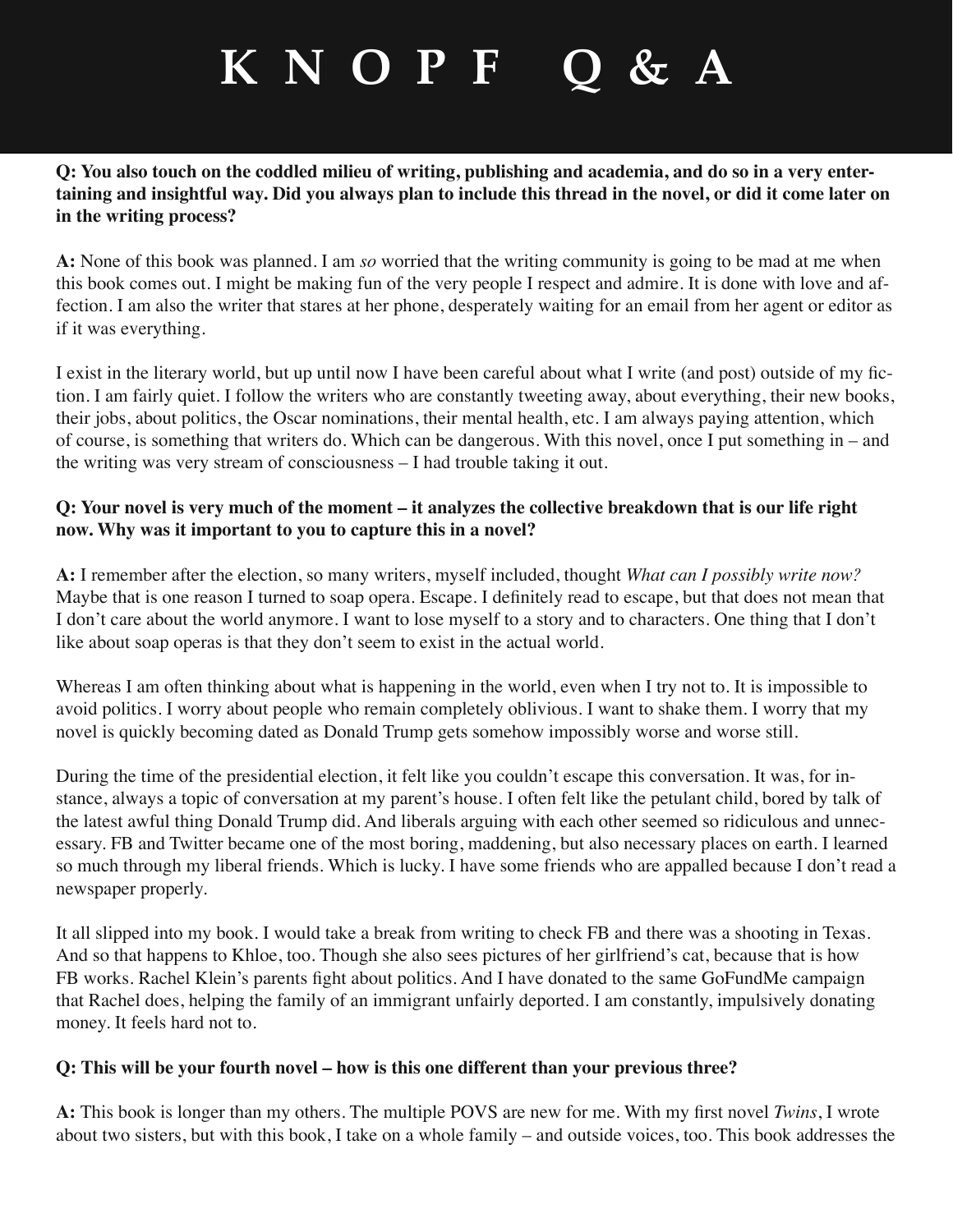# K N O P F Q & A

**Q: You also touch on the coddled milieu of writing, publishing and academia, and do so in a very entertaining and insightful way. Did you always plan to include this thread in the novel, or did it come later on in the writing process?**

**A:** None of this book was planned. I am *so* worried that the writing community is going to be mad at me when this book comes out. I might be making fun of the very people I respect and admire. It is done with love and affection. I am also the writer that stares at her phone, desperately waiting for an email from her agent or editor as if it was everything.

I exist in the literary world, but up until now I have been careful about what I write (and post) outside of my fiction. I am fairly quiet. I follow the writers who are constantly tweeting away, about everything, their new books, their jobs, about politics, the Oscar nominations, their mental health, etc. I am always paying attention, which of course, is something that writers do. Which can be dangerous. With this novel, once I put something in – and the writing was very stream of consciousness – I had trouble taking it out.

**Q: Your novel is very much of the moment – it analyzes the collective breakdown that is our life right now. Why was it important to you to capture this in a novel?**

**A:** I remember after the election, so many writers, myself included, thought *What can I possibly write now?* Maybe that is one reason I turned to soap opera. Escape. I definitely read to escape, but that does not mean that I don't care about the world anymore. I want to lose myself to a story and to characters. One thing that I don't like about soap operas is that they don't seem to exist in the actual world.

Whereas I am often thinking about what is happening in the world, even when I try not to. It is impossible to avoid politics. I worry about people who remain completely oblivious. I want to shake them. I worry that my novel is quickly becoming dated as Donald Trump gets somehow impossibly worse and worse still.

During the time of the presidential election, it felt like you couldn't escape this conversation. It was, for instance, always a topic of conversation at my parent's house. I often felt like the petulant child, bored by talk of the latest awful thing Donald Trump did. And liberals arguing with each other seemed so ridiculous and unnecessary. FB and Twitter became one of the most boring, maddening, but also necessary places on earth. I learned so much through my liberal friends. Which is lucky. I have some friends who are appalled because I don't read a newspaper properly.

It all slipped into my book. I would take a break from writing to check FB and there was a shooting in Texas. And so that happens to Khloe, too. Though she also sees pictures of her girlfriend's cat, because that is how FB works. Rachel Klein's parents fight about politics. And I have donated to the same GoFundMe campaign that Rachel does, helping the family of an immigrant unfairly deported. I am constantly, impulsively donating money. It feels hard not to.

**Q: This will be your fourth novel – how is this one different than your previous three?**

**A:** This book is longer than my others. The multiple POVS are new for me. With my first novel *Twins*, I wrote about two sisters, but with this book, I take on a whole family – and outside voices, too. This book addresses the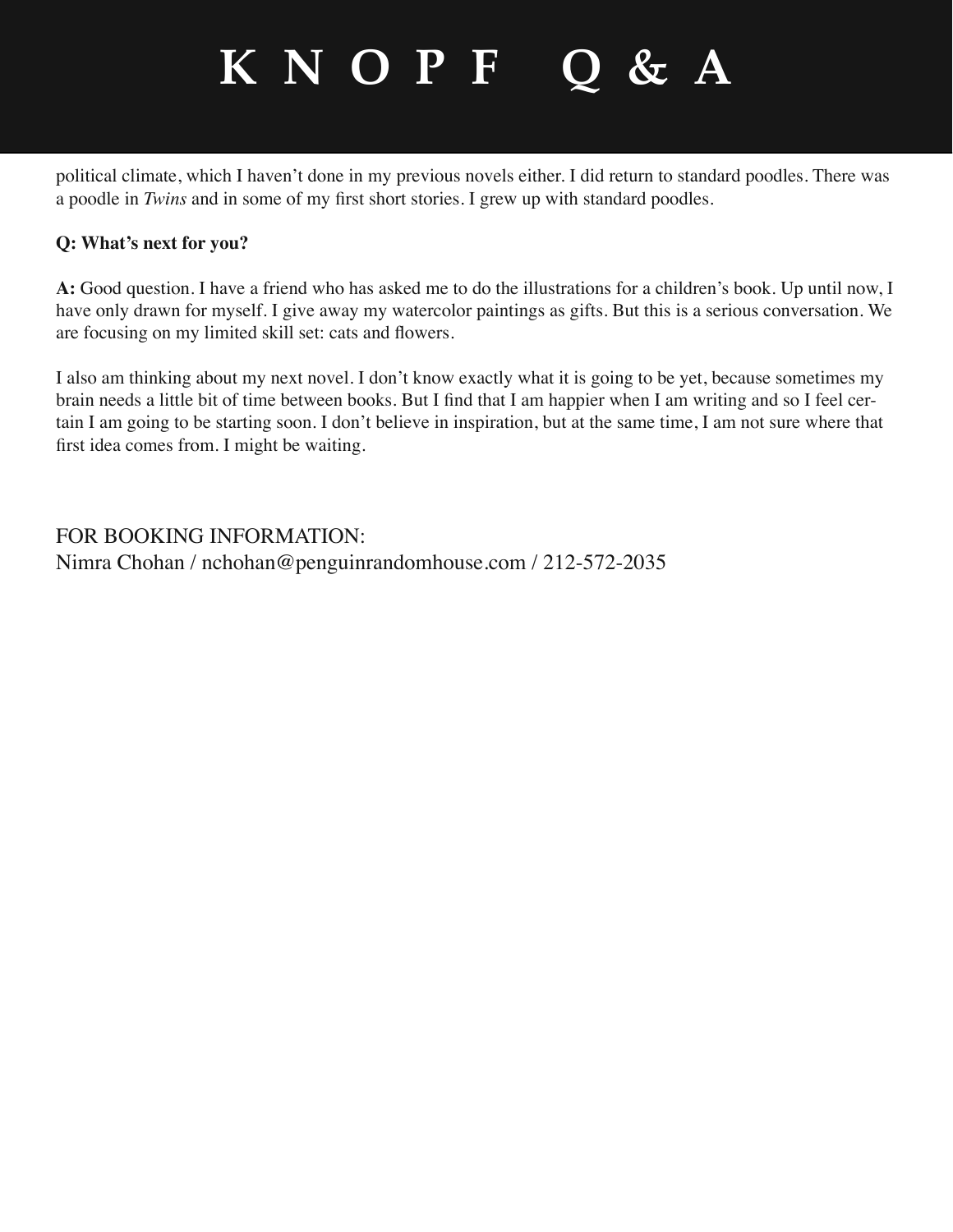political climate, which I haven't done in my previous novels either. I did return to standard poodles. There was a poodle in *Twins* and in some of my first short stories. I grew up with standard poodles.

**Q: What's next for you?**

**A:** Good question. I have a friend who has asked me to do the illustrations for a children's book. Up until now, I have only drawn for myself. I give away my watercolor paintings as gifts. But this is a serious conversation. We are focusing on my limited skill set: cats and flowers.

I also am thinking about my next novel. I don't know exactly what it is going to be yet, because sometimes my brain needs a little bit of time between books. But I find that I am happier when I am writing and so I feel certain I am going to be starting soon. I don't believe in inspiration, but at the same time, I am not sure where that first idea comes from. I might be waiting.

FOR BOOKING INFORMATION:
Nimra Chohan / nchohan@penguinrandomhouse.com / 212-572-2035